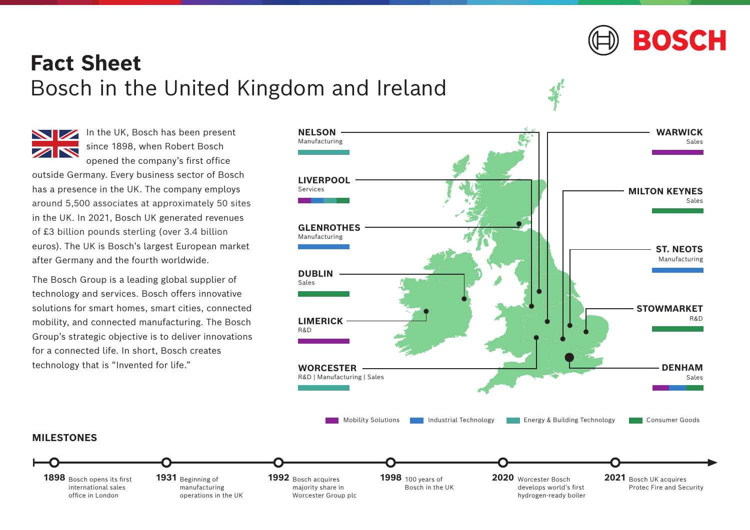# Fact Sheet

## Bosch in the United Kingdom and Ireland

In the UK, Bosch has been present since 1898, when Robert Bosch opened the company's first office outside Germany. Every business sector of Bosch has a presence in the UK. The company employs around 5,500 associates at approximately 50 sites in the UK. In 2021, Bosch UK generated revenues of £3 billion pounds sterling (over 3.4 billion euros). The UK is Bosch's largest European market after Germany and the fourth worldwide.

The Bosch Group is a leading global supplier of technology and services. Bosch offers innovative solutions for smart homes, smart cities, connected mobility, and connected manufacturing. The Bosch Group's strategic objective is to deliver innovations for a connected life. In short, Bosch creates technology that is "Invented for life."

**NELSON**
Manufacturing

**LIVERPOOL**
Services

**GLENROTHES**
Manufacturing

**DUBLIN**
Sales

**LIMERICK**
R&D

**WORCESTER**
R&D | Manufacturing | Sales

**WARWICK**
Sales

**MILTON KEYNES**
Sales

**ST. NEOTS**
Manufacturing

**STOWMARKET**
R&D

**DENHAM**
Sales

Mobility Solutions | Industrial Technology | Energy & Building Technology | Consumer Goods

### MILESTONES

- **1898** Bosch opens its first international sales office in London
- **1931** Beginning of manufacturing operations in the UK
- **1992** Bosch acquires majority share in Worcester Group plc
- **1998** 100 years of Bosch in the UK
- **2020** Worcester Bosch develops world's first hydrogen-ready boiler
- **2021** Bosch UK acquires Protec Fire and Security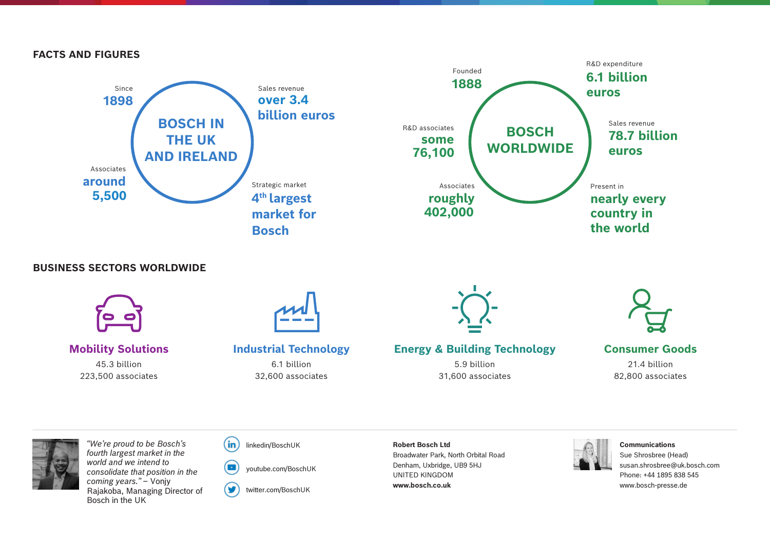## FACTS AND FIGURES

**BOSCH IN THE UK AND IRELAND**

Since
**1898**

Sales revenue
**over 3.4 billion euros**

Associates
**around 5,500**

Strategic market
**4th largest market for Bosch**

**BOSCH WORLDWIDE**

Founded
**1888**

R&D expenditure
**6.1 billion euros**

R&D associates
**some 76,100**

Sales revenue
**78.7 billion euros**

Associates
**roughly 402,000**

Present in
**nearly every country in the world**

## BUSINESS SECTORS WORLDWIDE

**Mobility Solutions**
45.3 billion
223,500 associates

**Industrial Technology**
6.1 billion
32,600 associates

**Energy & Building Technology**
5.9 billion
31,600 associates

**Consumer Goods**
21.4 billion
82,800 associates

*"We're proud to be Bosch's fourth largest market in the world and we intend to consolidate that position in the coming years."* – Vonjy Rajakoba, Managing Director of Bosch in the UK

linkedin/BoschUK
youtube.com/BoschUK
twitter.com/BoschUK

**Robert Bosch Ltd**
Broadwater Park, North Orbital Road
Denham, Uxbridge, UB9 5HJ
UNITED KINGDOM
**www.bosch.co.uk**

**Communications**
Sue Shrosbree (Head)
susan.shrosbree@uk.bosch.com
Phone: +44 1895 838 545
www.bosch-presse.de